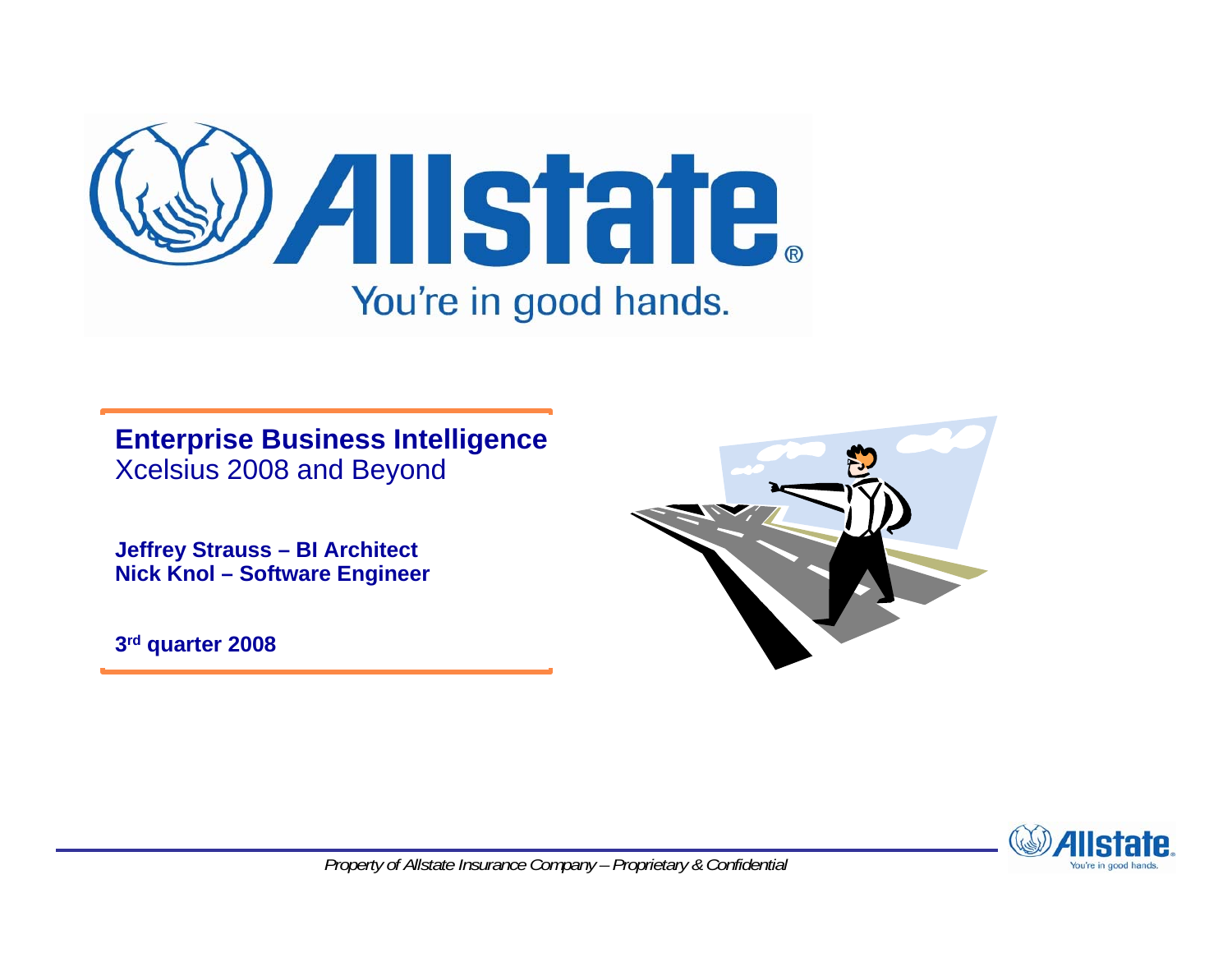# Enterprise Business Intelligence

Xcelsius 2008 and Beyond

**Jeffrey Strauss – BI Architect**
**Nick Knol – Software Engineer**

**3rd quarter 2008**

*Property of Allstate Insurance Company – Proprietary & Confidential*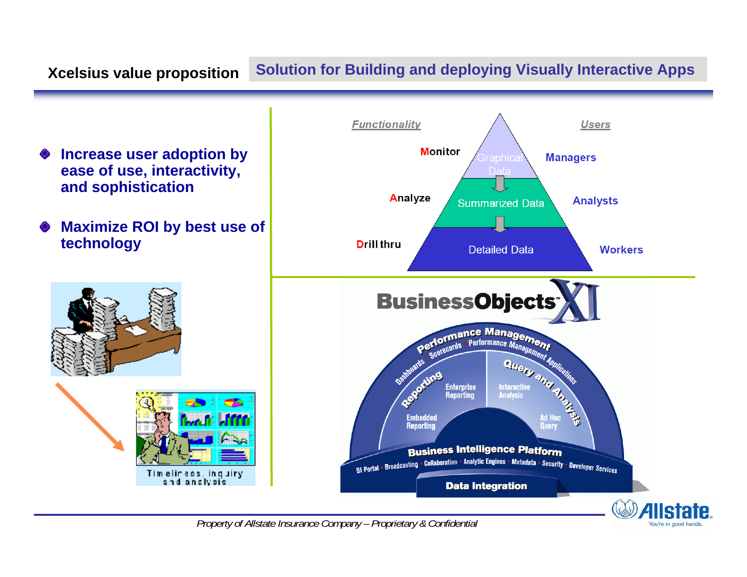# Xcelsius value proposition

## Solution for Building and deploying Visually Interactive Apps

- **Increase user adoption by ease of use, interactivity, and sophistication**
- **Maximize ROI by best use of technology**

Timeliness, inquiry and analysis

| Functionality | | Users |
|---|---|---|
| Monitor | Graphical Data | Managers |
| Analyze | Summarized Data | Analysts |
| Drill thru | Detailed Data | Workers |

BusinessObjects XI

Performance Management: Dashboards • Scorecards • Performance Management Applications

Reporting: Enterprise Reporting, Embedded Reporting

Query and Analysis: Interactive Analysis, Ad Hoc Query

Business Intelligence Platform: BI Portal • Broadcasting • Collaboration • Analytic Engines • Metadata • Security • Developer Services

Data Integration

*Property of Allstate Insurance Company – Proprietary & Confidential*

Allstate. You're in good hands.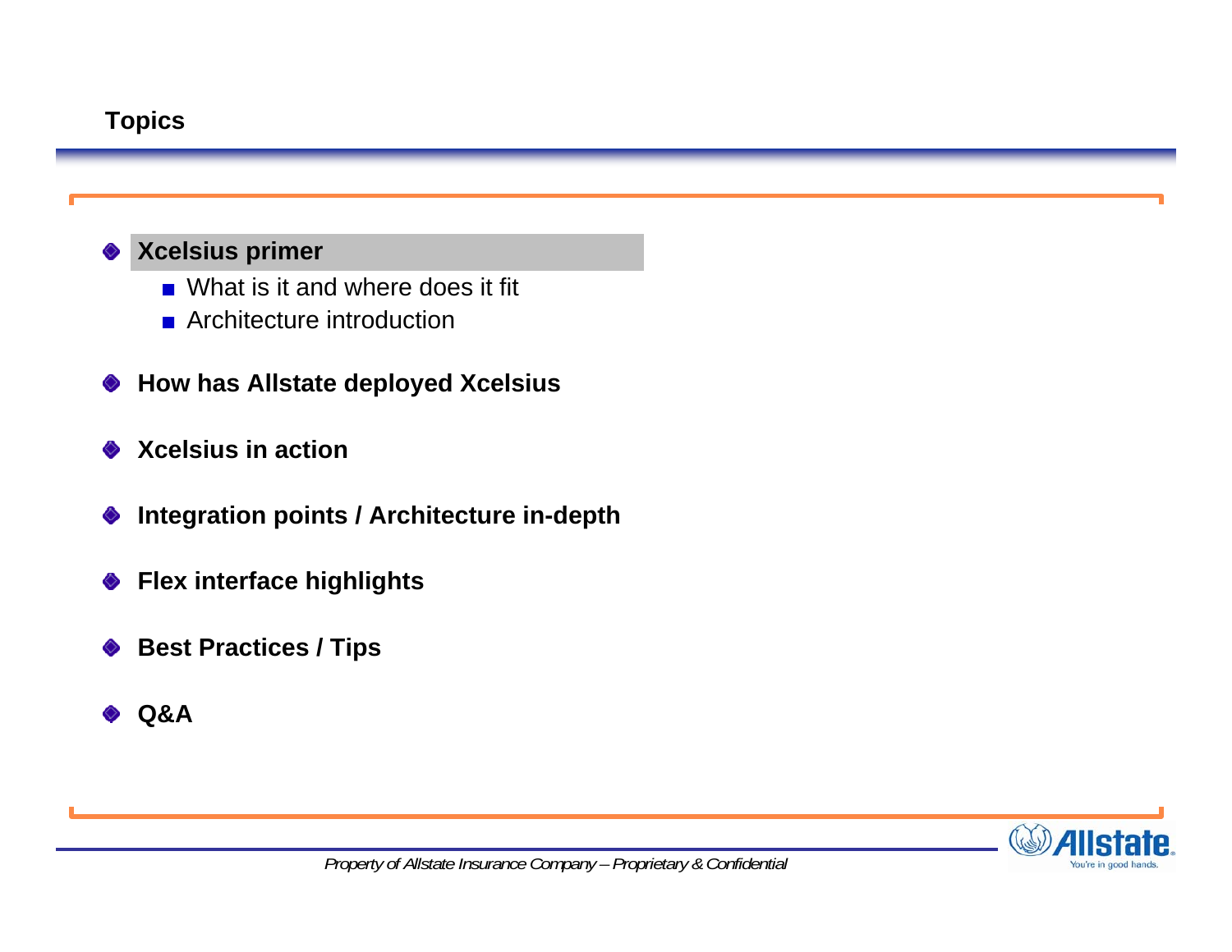# Topics

- **Xcelsius primer**
  - What is it and where does it fit
  - Architecture introduction
- **How has Allstate deployed Xcelsius**
- **Xcelsius in action**
- **Integration points / Architecture in-depth**
- **Flex interface highlights**
- **Best Practices / Tips**
- **Q&A**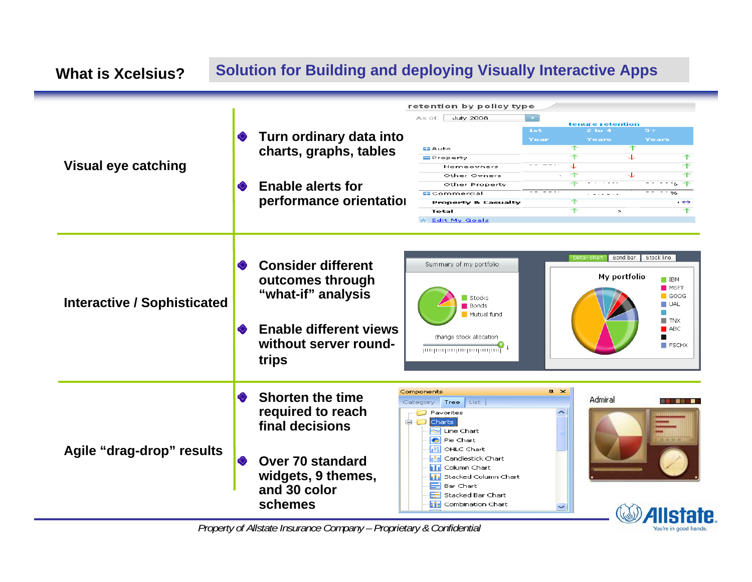## What is Xcelsius?

## Solution for Building and deploying Visually Interactive Apps

| | |
|---|---|
| **Visual eye catching** | **Turn ordinary data into charts, graphs, tables**<br><br>**Enable alerts for performance orientation** |
| **Interactive / Sophisticated** | **Consider different outcomes through "what-if" analysis**<br><br>**Enable different views without server round-trips** |
| **Agile "drag-drop" results** | **Shorten the time required to reach final decisions**<br><br>**Over 70 standard widgets, 9 themes, and 30 color schemes** |

*Property of Allstate Insurance Company – Proprietary & Confidential*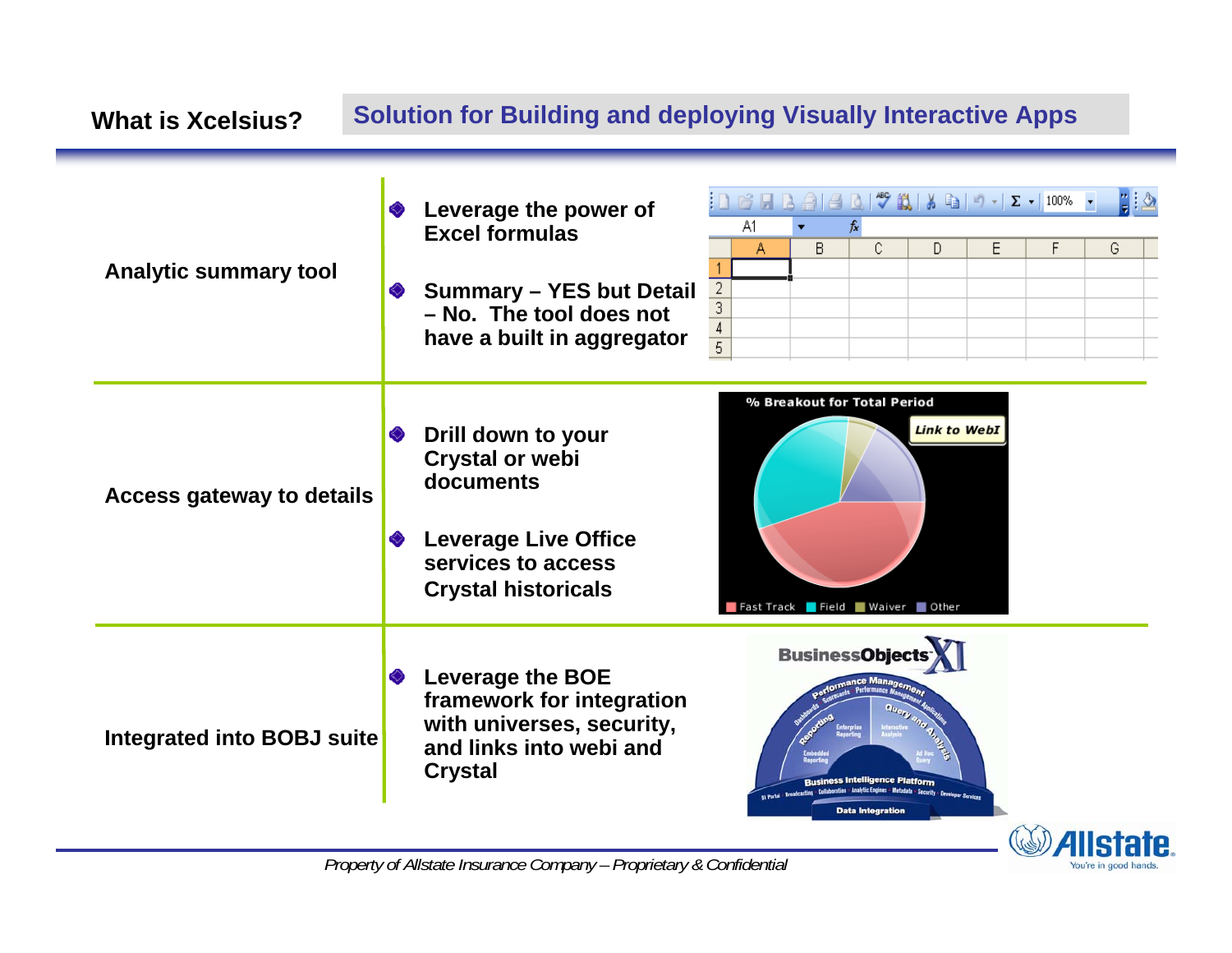## What is Xcelsius?

### Solution for Building and deploying Visually Interactive Apps

| | |
|---|---|
| **Analytic summary tool** | **Leverage the power of Excel formulas**<br><br>**Summary – YES but Detail – No. The tool does not have a built in aggregator** |
| **Access gateway to details** | **Drill down to your Crystal or webi documents**<br><br>**Leverage Live Office services to access Crystal historicals** |
| **Integrated into BOBJ suite** | **Leverage the BOE framework for integration with universes, security, and links into webi and Crystal** |

*Property of Allstate Insurance Company – Proprietary & Confidential*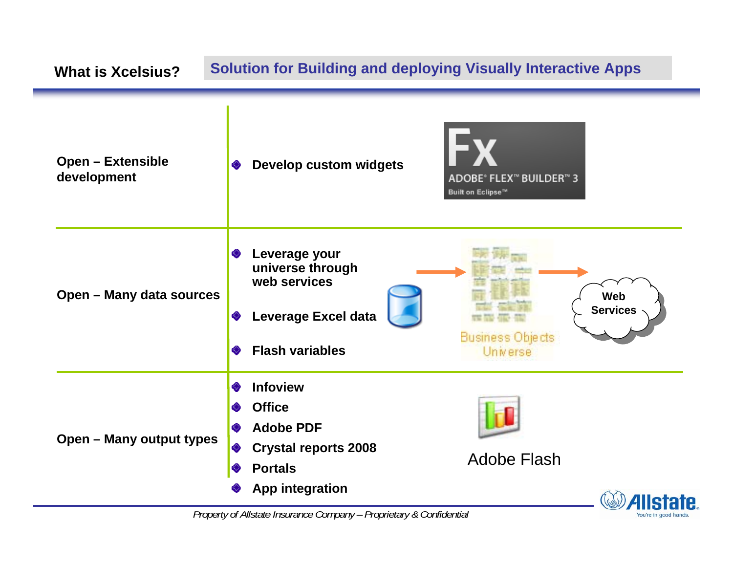## What is Xcelsius?

**Solution for Building and deploying Visually Interactive Apps**

| | | |
|---|---|---|
| **Open – Extensible development** | • **Develop custom widgets** | ADOBE® FLEX™ BUILDER™ 3 Built on Eclipse™ |
| **Open – Many data sources** | • **Leverage your universe through web services**<br>• **Leverage Excel data**<br>• **Flash variables** | Business Objects Universe → Web Services |
| **Open – Many output types** | • **Infoview**<br>• **Office**<br>• **Adobe PDF**<br>• **Crystal reports 2008**<br>• **Portals**<br>• **App integration** | Adobe Flash |

*Property of Allstate Insurance Company – Proprietary & Confidential*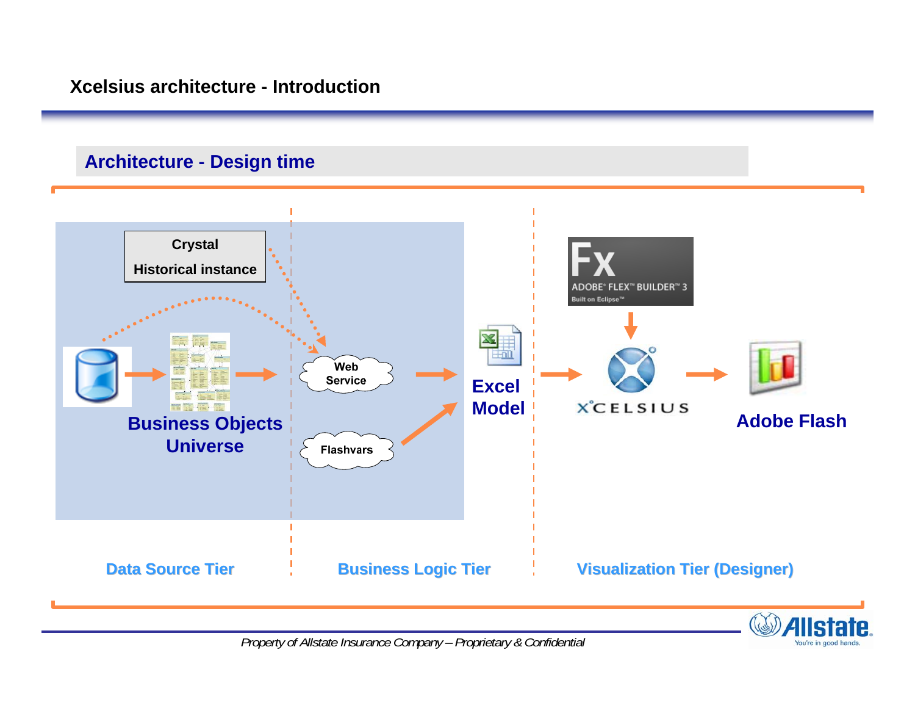# Xcelsius architecture - Introduction

## Architecture - Design time

Crystal
Historical instance

Web Service

Flashvars

Business Objects Universe

Excel Model

ADOBE FLEX BUILDER 3
Built on Eclipse

XCELSIUS

Adobe Flash

Data Source Tier

Business Logic Tier

Visualization Tier (Designer)

*Property of Allstate Insurance Company – Proprietary & Confidential*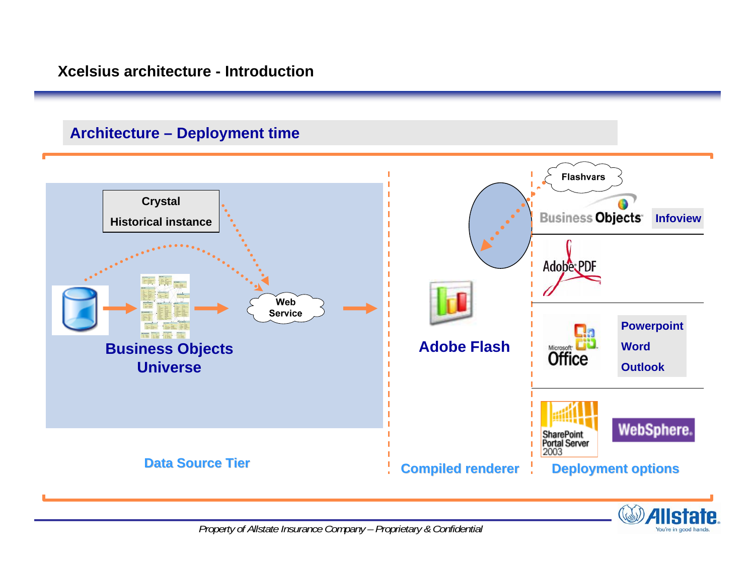# Xcelsius architecture - Introduction

## Architecture – Deployment time

Crystal

Historical instance

Web Service

Business Objects Universe

Data Source Tier

Adobe Flash

Compiled renderer

Flashvars

Business Objects Infoview

Adobe PDF

Microsoft Office

Powerpoint

Word

Outlook

SharePoint Portal Server 2003

WebSphere

Deployment options

*Property of Allstate Insurance Company – Proprietary & Confidential*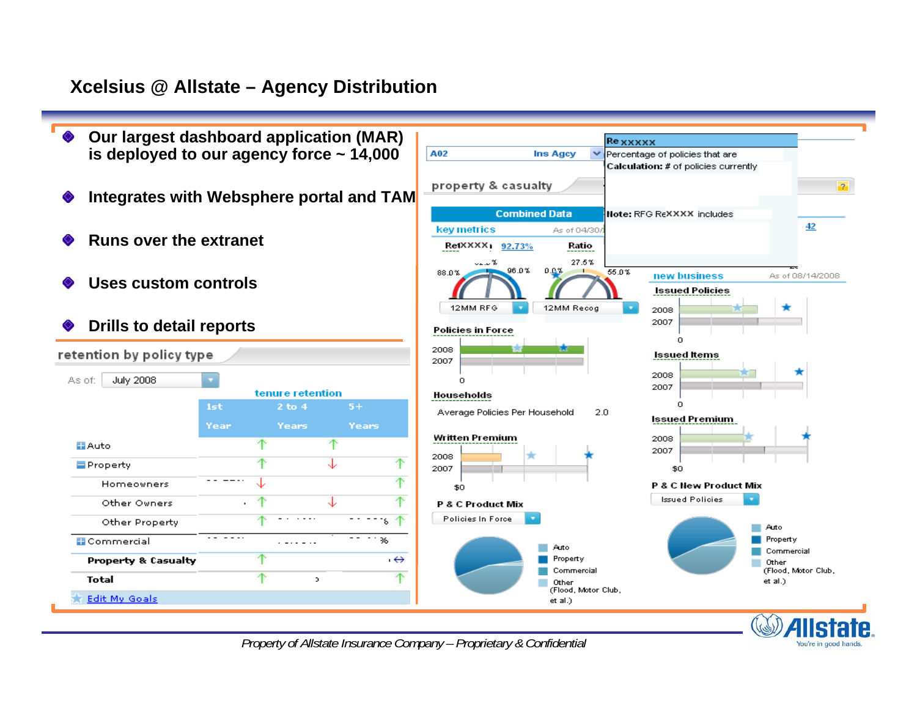# Xcelsius @ Allstate – Agency Distribution

- Our largest dashboard application (MAR) is deployed to our agency force ~ 14,000
- Integrates with Websphere portal and TAM
- Runs over the extranet
- Uses custom controls
- Drills to detail reports

*Property of Allstate Insurance Company – Proprietary & Confidential*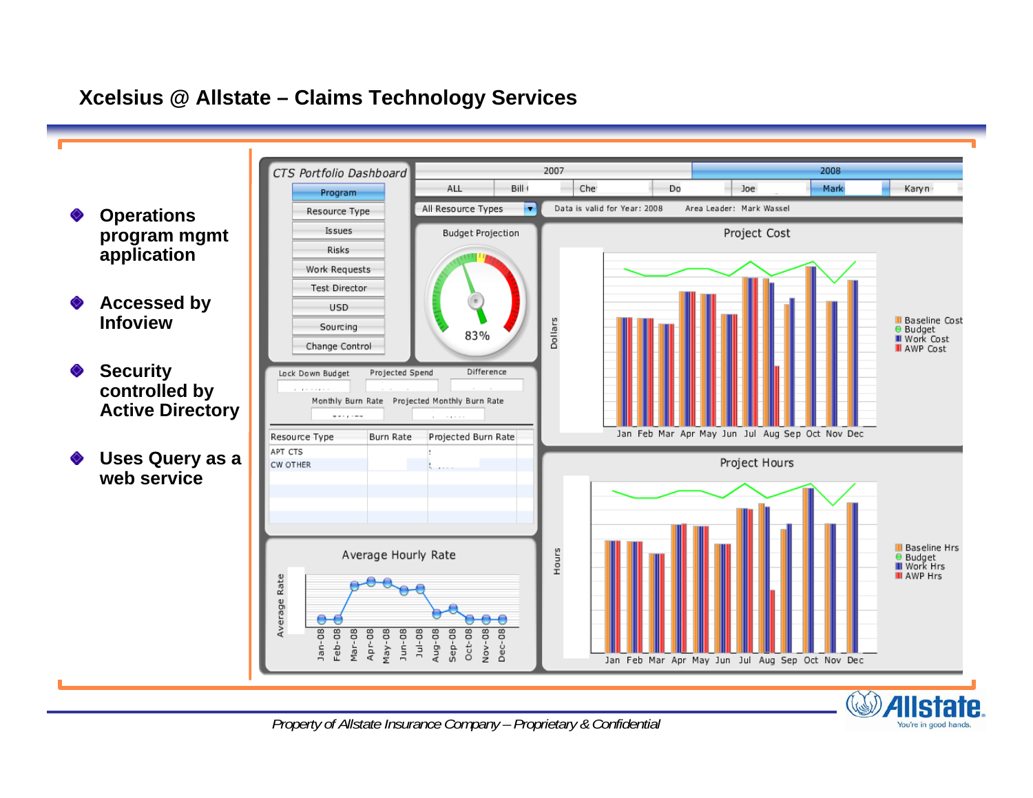# Xcelsius @ Allstate – Claims Technology Services

- **Operations program mgmt application**
- **Accessed by Infoview**
- **Security controlled by Active Directory**
- **Uses Query as a web service**

*Property of Allstate Insurance Company – Proprietary & Confidential*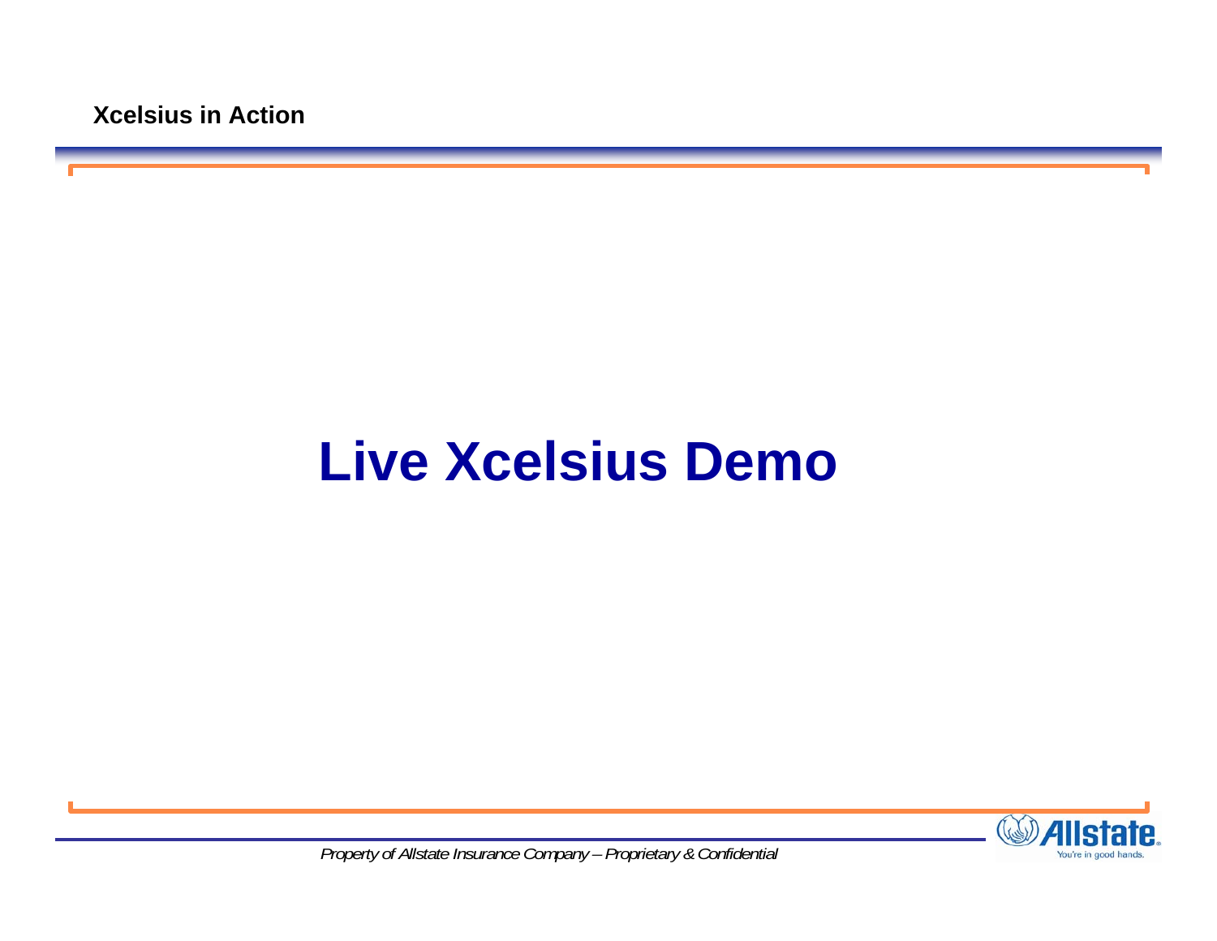# Live Xcelsius Demo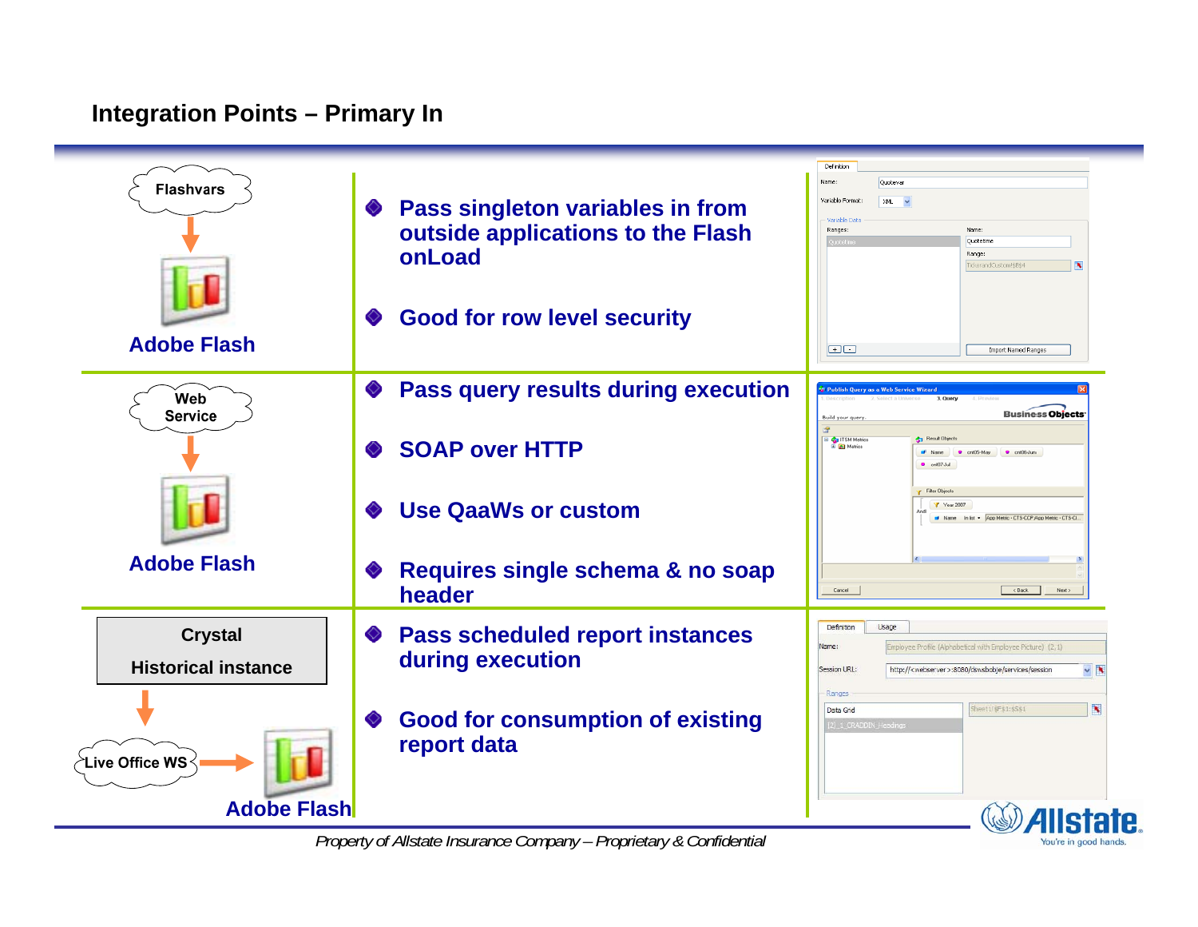## Integration Points – Primary In

| Source | Description |
| --- | --- |
| Flashvars → Adobe Flash | ◆ Pass singleton variables in from outside applications to the Flash onLoad<br>◆ Good for row level security |
| Web Service → Adobe Flash | ◆ Pass query results during execution<br>◆ SOAP over HTTP<br>◆ Use QaaWs or custom<br>◆ Requires single schema & no soap header |
| Crystal Historical instance → Live Office WS → Adobe Flash | ◆ Pass scheduled report instances during execution<br>◆ Good for consumption of existing report data |

*Property of Allstate Insurance Company – Proprietary & Confidential*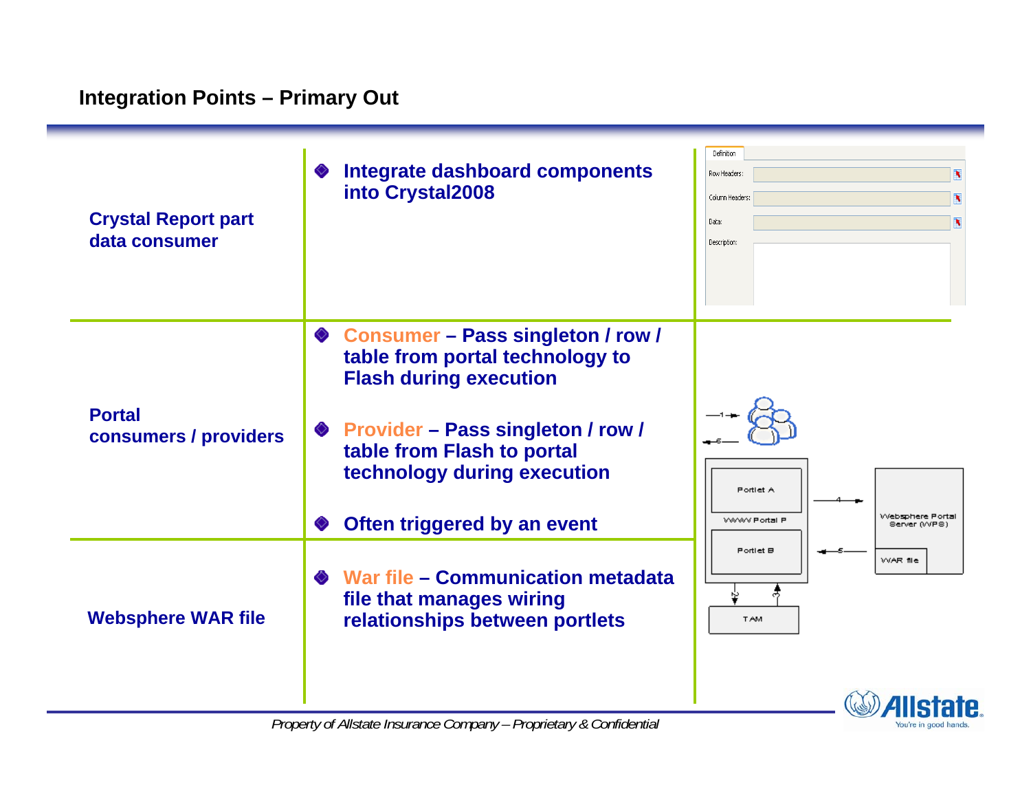## Integration Points – Primary Out

| | | |
|---|---|---|
| **Crystal Report part data consumer** | ◆ **Integrate dashboard components into Crystal2008** | |
| **Portal consumers / providers** | ◆ **Consumer – Pass singleton / row / table from portal technology to Flash during execution**<br>◆ **Provider – Pass singleton / row / table from Flash to portal technology during execution**<br>◆ **Often triggered by an event** | |
| **Websphere WAR file** | ◆ **War file – Communication metadata file that manages wiring relationships between portlets** | |

*Property of Allstate Insurance Company – Proprietary & Confidential*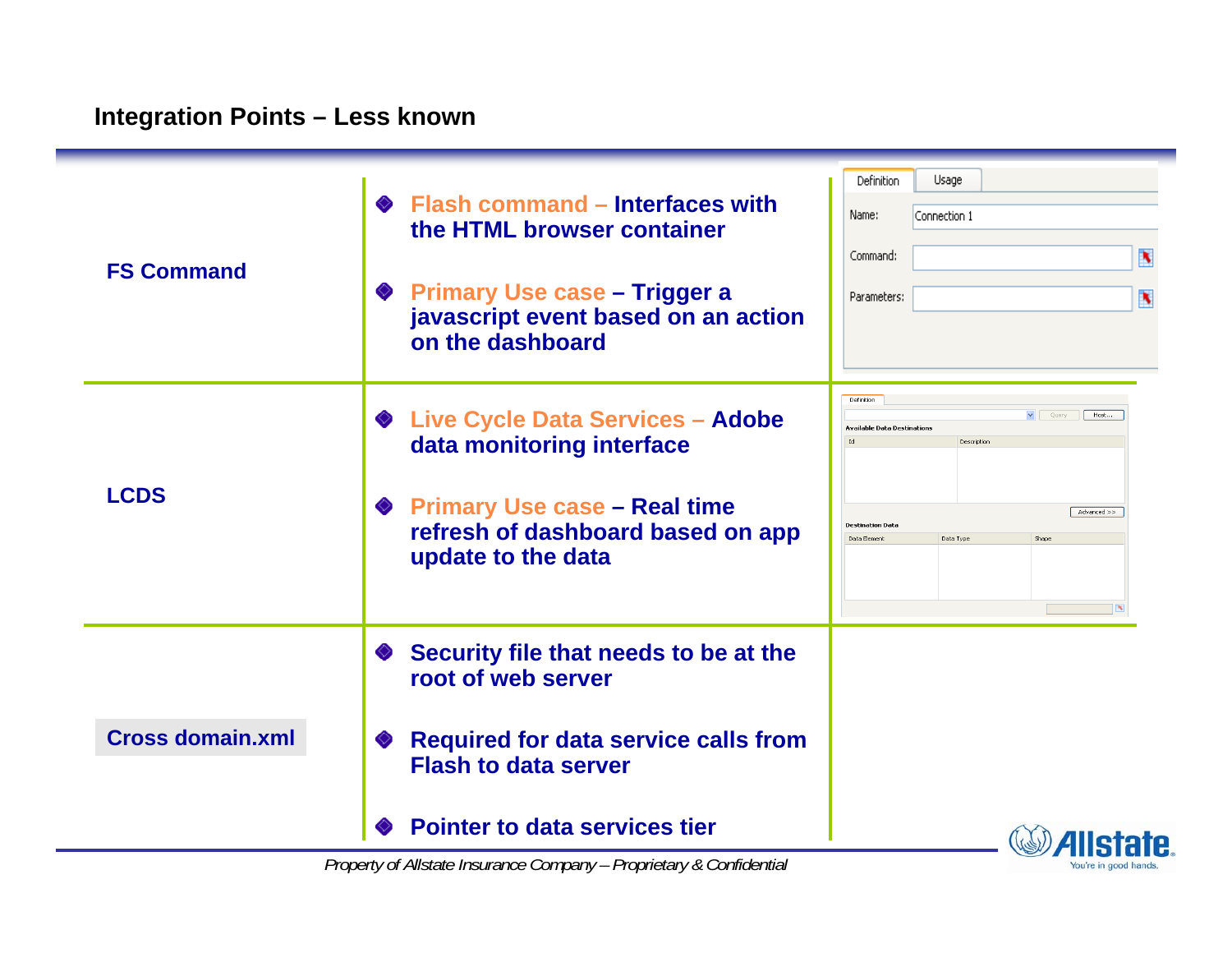## Integration Points – Less known

| | | |
|---|---|---|
| **FS Command** | - **Flash command – Interfaces with the HTML browser container**<br>- **Primary Use case – Trigger a javascript event based on an action on the dashboard** | |
| **LCDS** | - **Live Cycle Data Services – Adobe data monitoring interface**<br>- **Primary Use case – Real time refresh of dashboard based on app update to the data** | |
| **Cross domain.xml** | - **Security file that needs to be at the root of web server**<br>- **Required for data service calls from Flash to data server**<br>- **Pointer to data services tier** | |

*Property of Allstate Insurance Company – Proprietary & Confidential*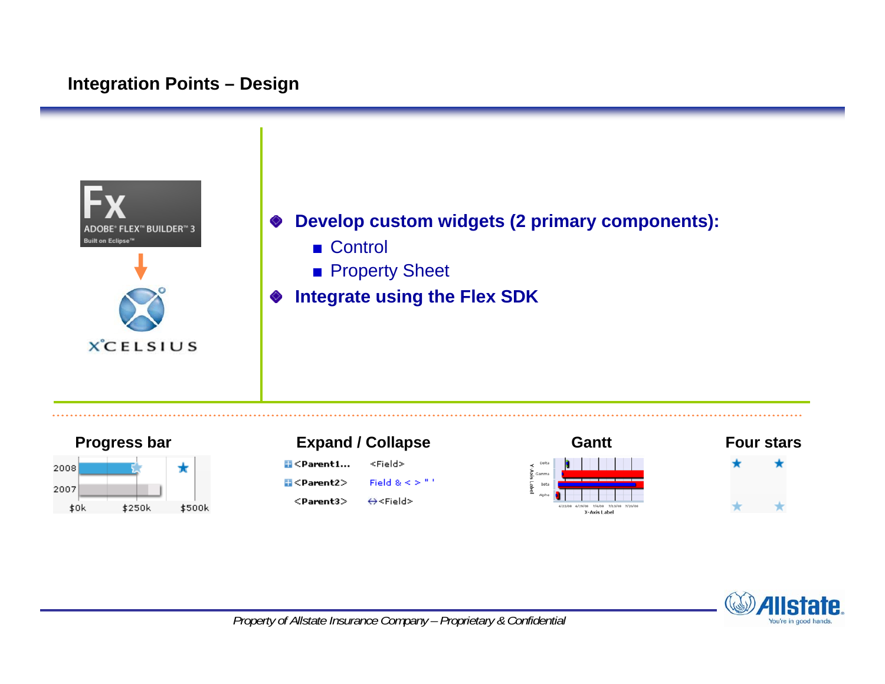# Integration Points – Design

- **Develop custom widgets (2 primary components):**
  - Control
  - Property Sheet
- **Integrate using the Flex SDK**

**Progress bar**

**Expand / Collapse**

**Gantt**

**Four stars**

*Property of Allstate Insurance Company – Proprietary & Confidential*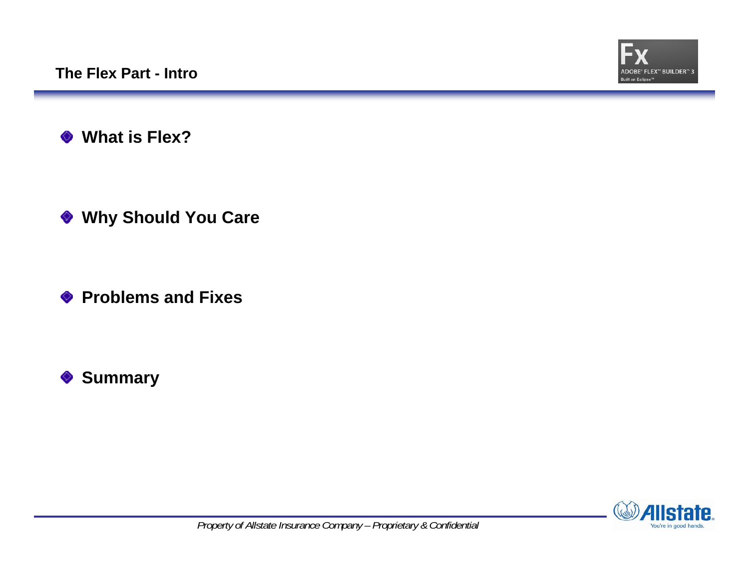## The Flex Part - Intro

- **What is Flex?**
- **Why Should You Care**
- **Problems and Fixes**
- **Summary**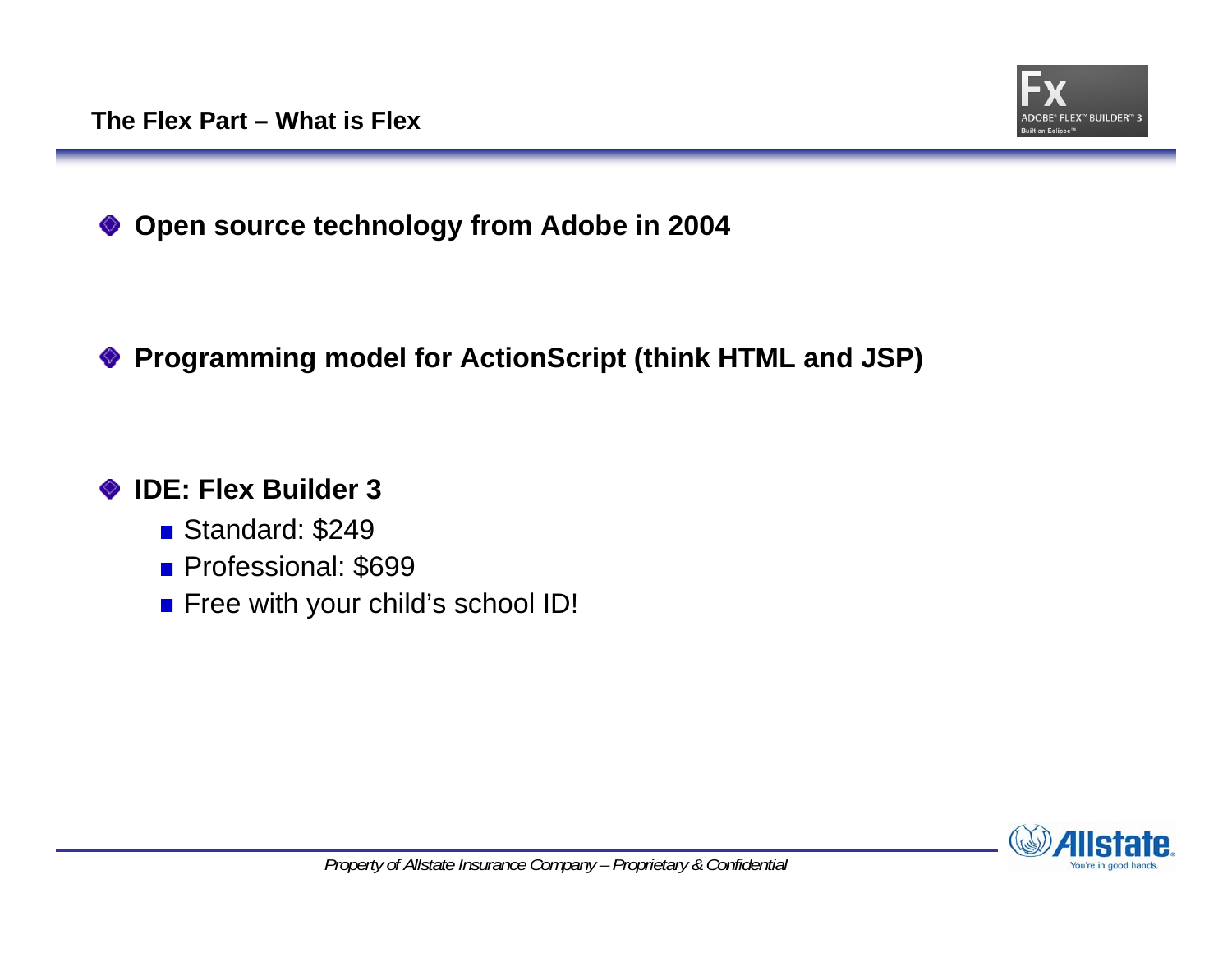## The Flex Part – What is Flex

- **Open source technology from Adobe in 2004**

- **Programming model for ActionScript (think HTML and JSP)**

- **IDE: Flex Builder 3**
  - Standard: $249
  - Professional: $699
  - Free with your child's school ID!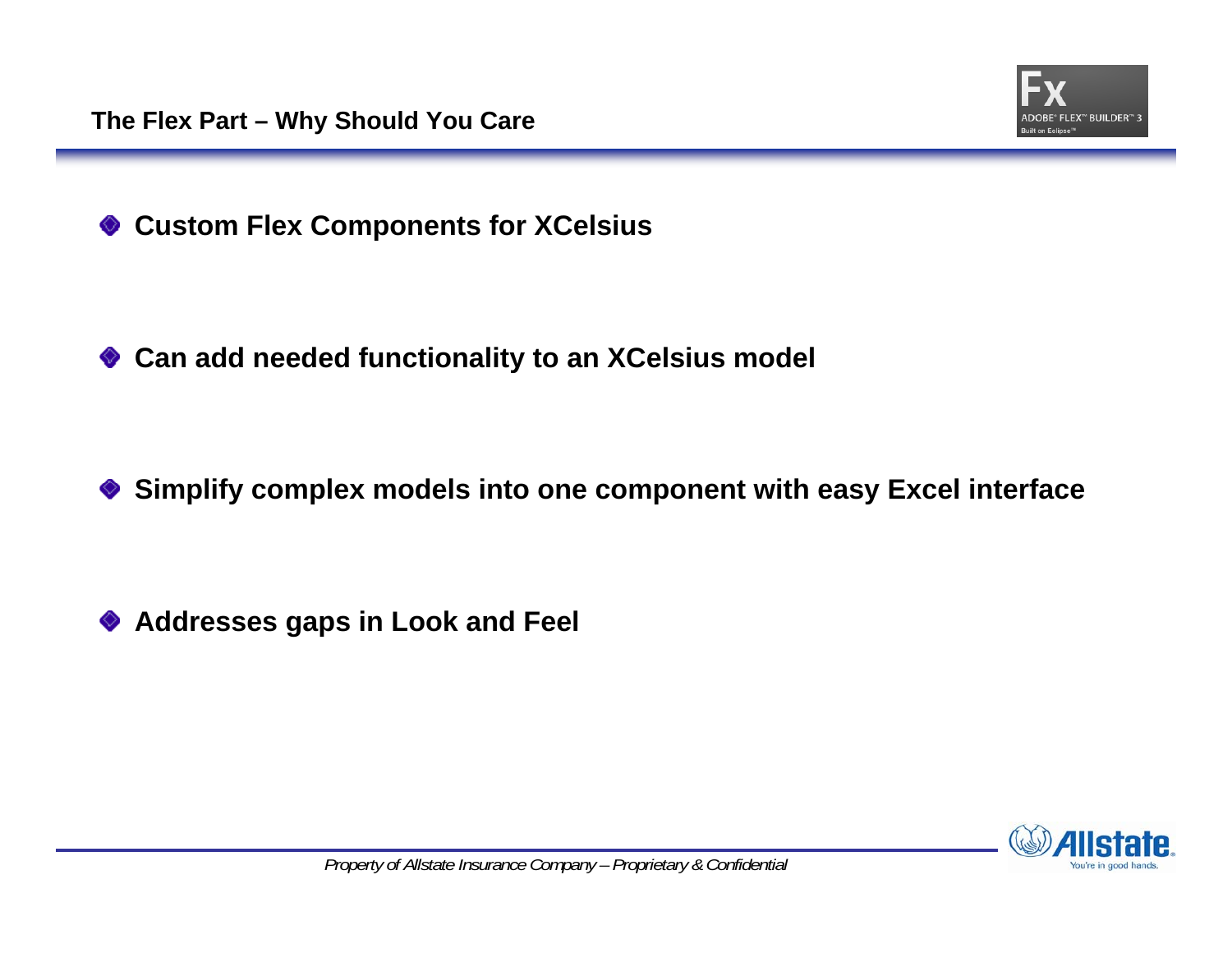## The Flex Part – Why Should You Care

- **Custom Flex Components for XCelsius**
- **Can add needed functionality to an XCelsius model**
- **Simplify complex models into one component with easy Excel interface**
- **Addresses gaps in Look and Feel**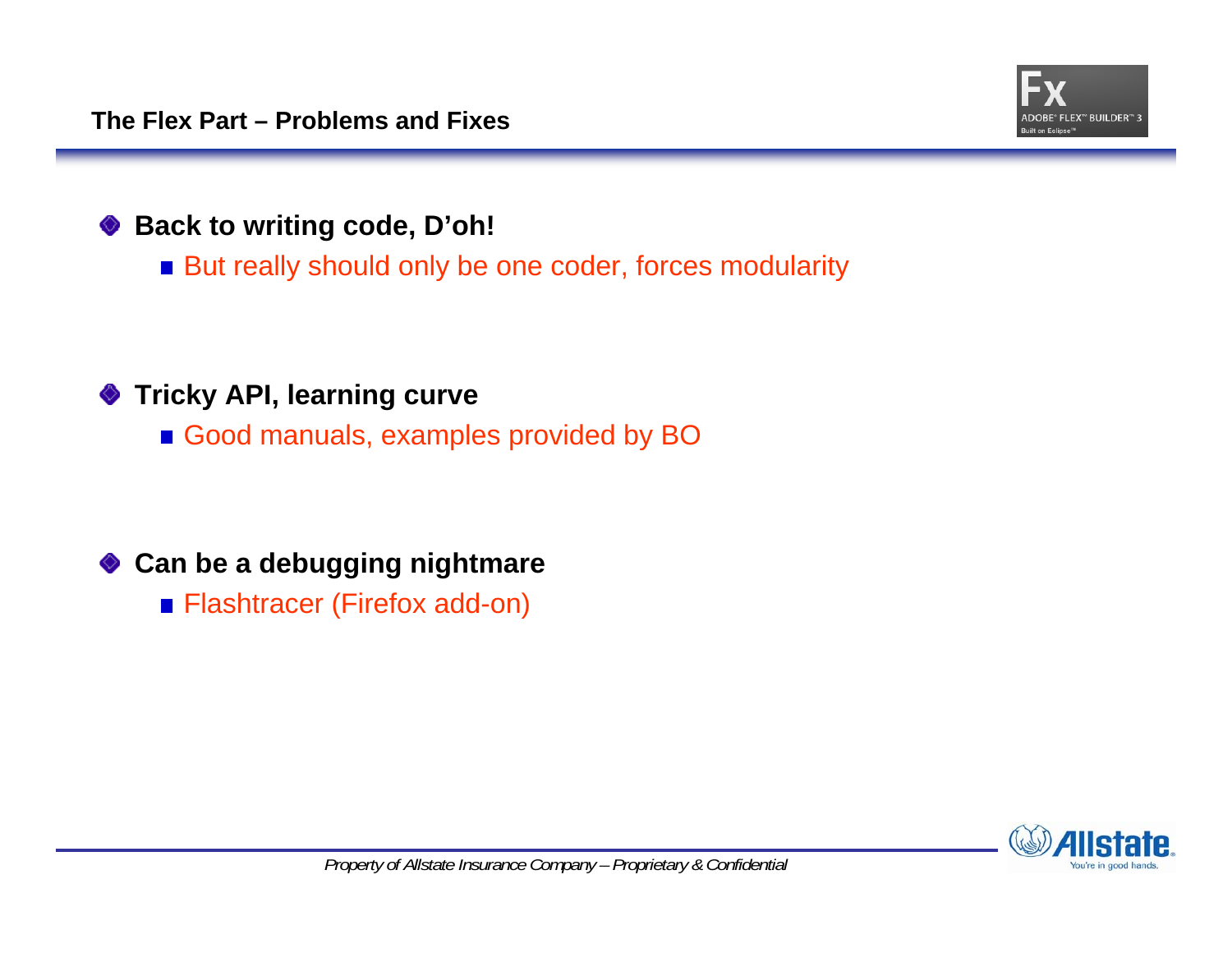## The Flex Part – Problems and Fixes

- **Back to writing code, D'oh!**
  - But really should only be one coder, forces modularity
- **Tricky API, learning curve**
  - Good manuals, examples provided by BO
- **Can be a debugging nightmare**
  - Flashtracer (Firefox add-on)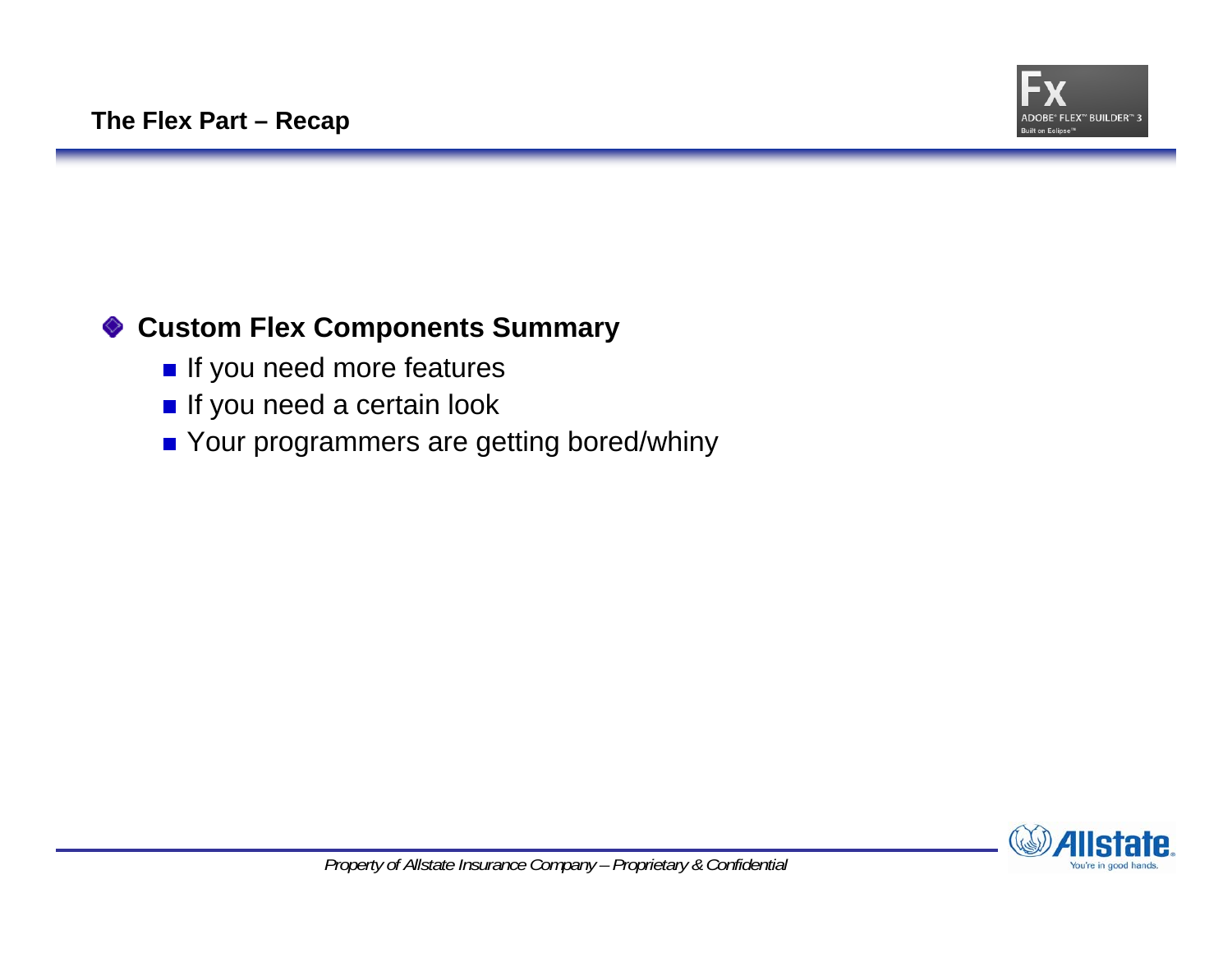## The Flex Part – Recap

- **Custom Flex Components Summary**
  - If you need more features
  - If you need a certain look
  - Your programmers are getting bored/whiny

*Property of Allstate Insurance Company – Proprietary & Confidential*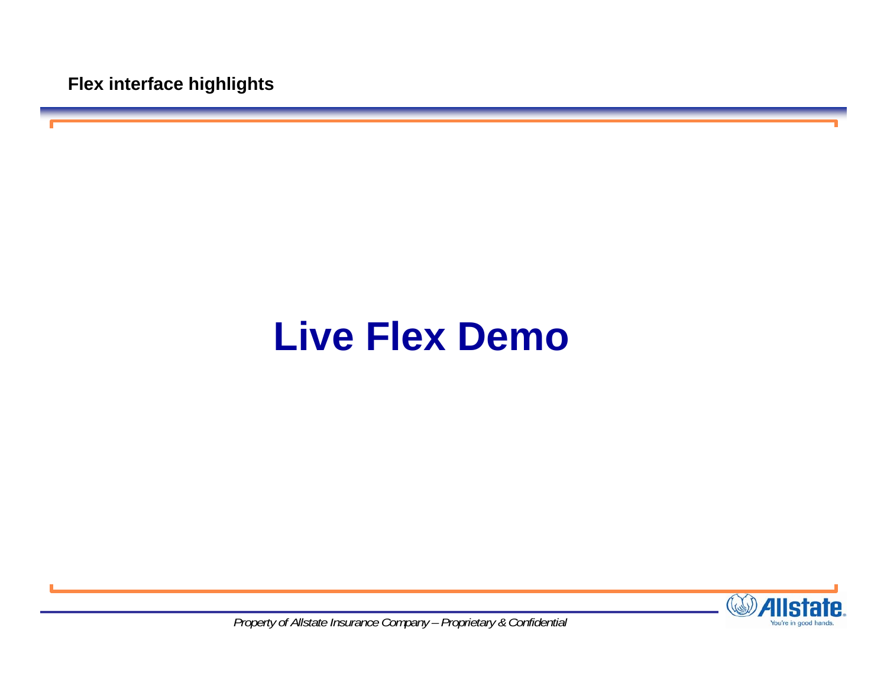**Flex interface highlights**

# Live Flex Demo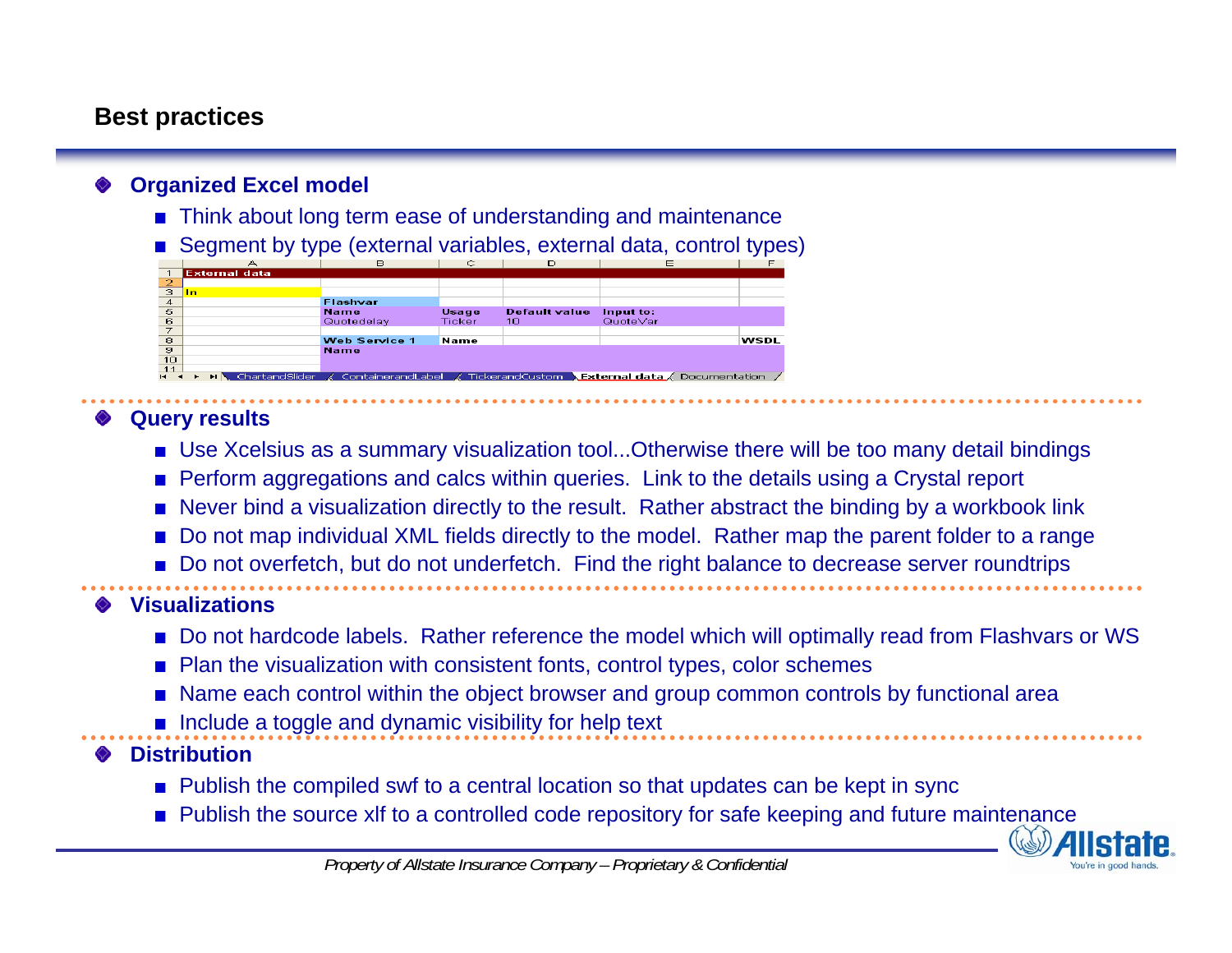## Best practices

- **Organized Excel model**
  - Think about long term ease of understanding and maintenance
  - Segment by type (external variables, external data, control types)

| | A | B | C | D | E | F |
|---|---|---|---|---|---|---|
| 1 | External data | | | | | |
| 2 | | | | | | |
| 3 | In | | | | | |
| 4 | | Flashvar | | | | |
| 5 | | Name | Usage | Default value | Input to: | |
| 6 | | Quotedelay | Ticker | 10 | QuoteVar | |
| 7 | | | | | | |
| 8 | | Web Service 1 | Name | | | WSDL |
| 9 | | Name | | | | |
| 10 | | | | | | |
| 11 | | | | | | |

ChartandSlider / ContainerandLabel / TickerandCustom / External data / Documentation

- **Query results**
  - Use Xcelsius as a summary visualization tool...Otherwise there will be too many detail bindings
  - Perform aggregations and calcs within queries. Link to the details using a Crystal report
  - Never bind a visualization directly to the result. Rather abstract the binding by a workbook link
  - Do not map individual XML fields directly to the model. Rather map the parent folder to a range
  - Do not overfetch, but do not underfetch. Find the right balance to decrease server roundtrips

- **Visualizations**
  - Do not hardcode labels. Rather reference the model which will optimally read from Flashvars or WS
  - Plan the visualization with consistent fonts, control types, color schemes
  - Name each control within the object browser and group common controls by functional area
  - Include a toggle and dynamic visibility for help text

- **Distribution**
  - Publish the compiled swf to a central location so that updates can be kept in sync
  - Publish the source xlf to a controlled code repository for safe keeping and future maintenance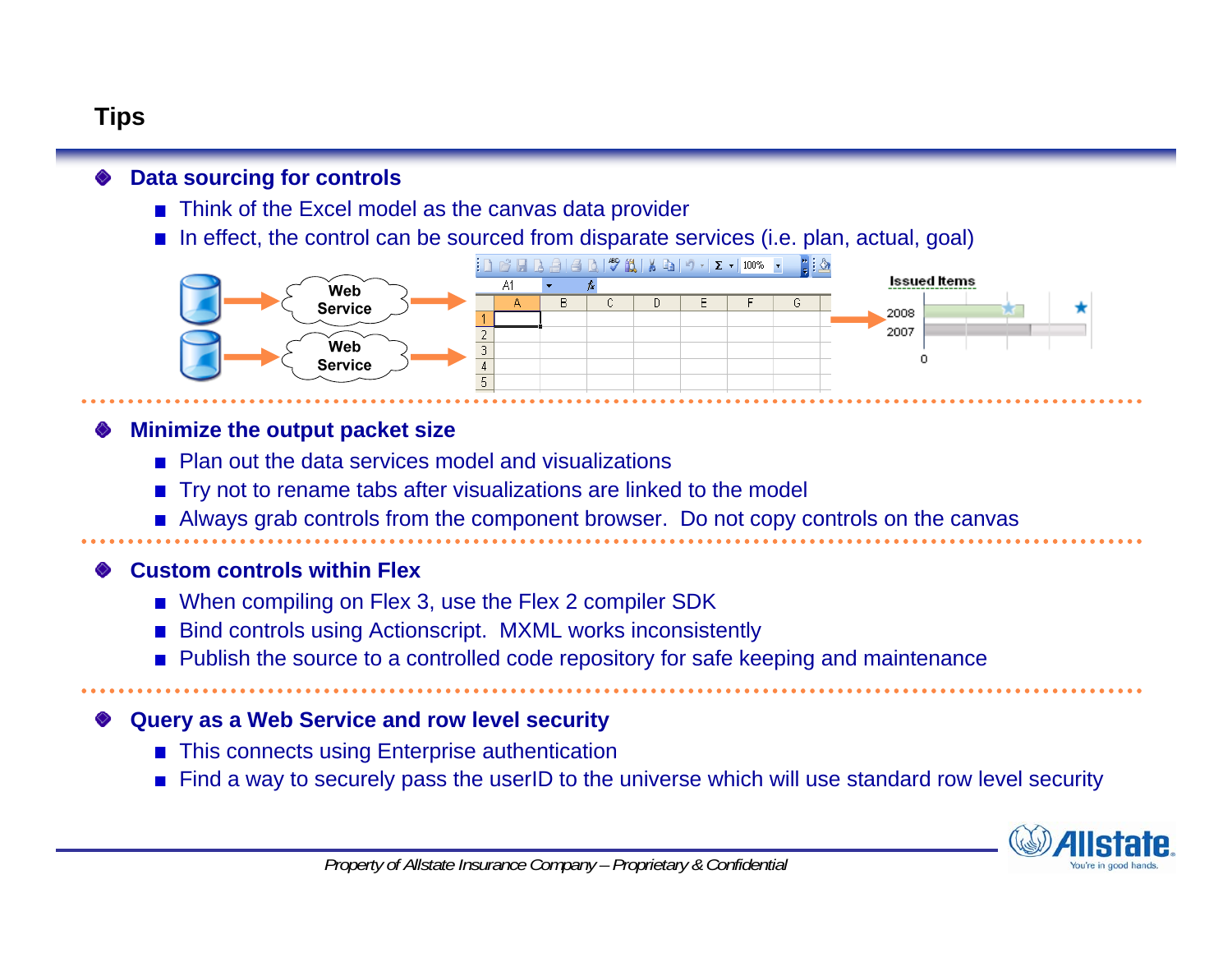# Tips

- **Data sourcing for controls**
  - Think of the Excel model as the canvas data provider
  - In effect, the control can be sourced from disparate services (i.e. plan, actual, goal)

- **Minimize the output packet size**
  - Plan out the data services model and visualizations
  - Try not to rename tabs after visualizations are linked to the model
  - Always grab controls from the component browser. Do not copy controls on the canvas

- **Custom controls within Flex**
  - When compiling on Flex 3, use the Flex 2 compiler SDK
  - Bind controls using Actionscript. MXML works inconsistently
  - Publish the source to a controlled code repository for safe keeping and maintenance

- **Query as a Web Service and row level security**
  - This connects using Enterprise authentication
  - Find a way to securely pass the userID to the universe which will use standard row level security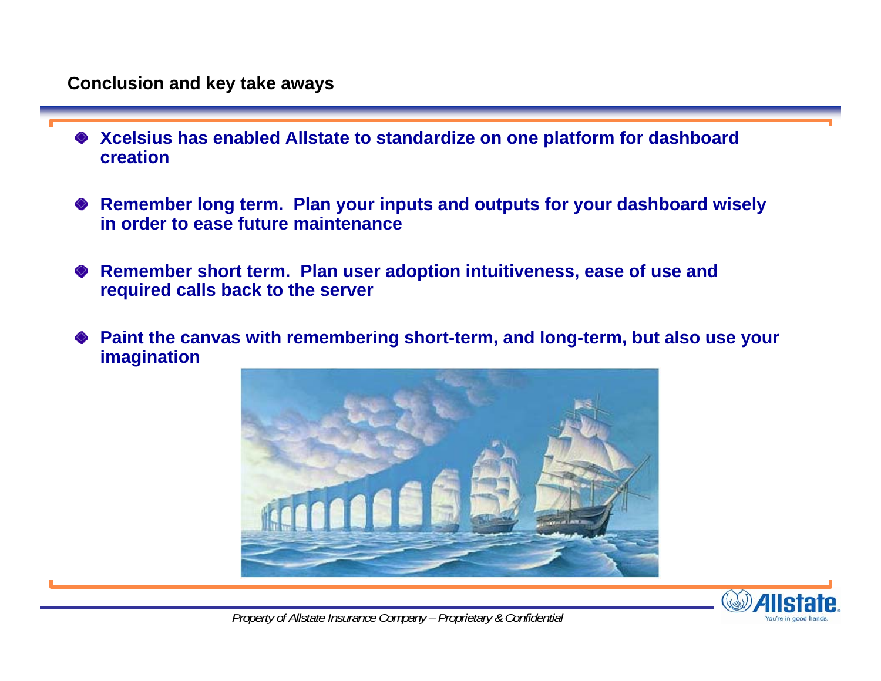## Conclusion and key take aways

- **Xcelsius has enabled Allstate to standardize on one platform for dashboard creation**
- **Remember long term. Plan your inputs and outputs for your dashboard wisely in order to ease future maintenance**
- **Remember short term. Plan user adoption intuitiveness, ease of use and required calls back to the server**
- **Paint the canvas with remembering short-term, and long-term, but also use your imagination**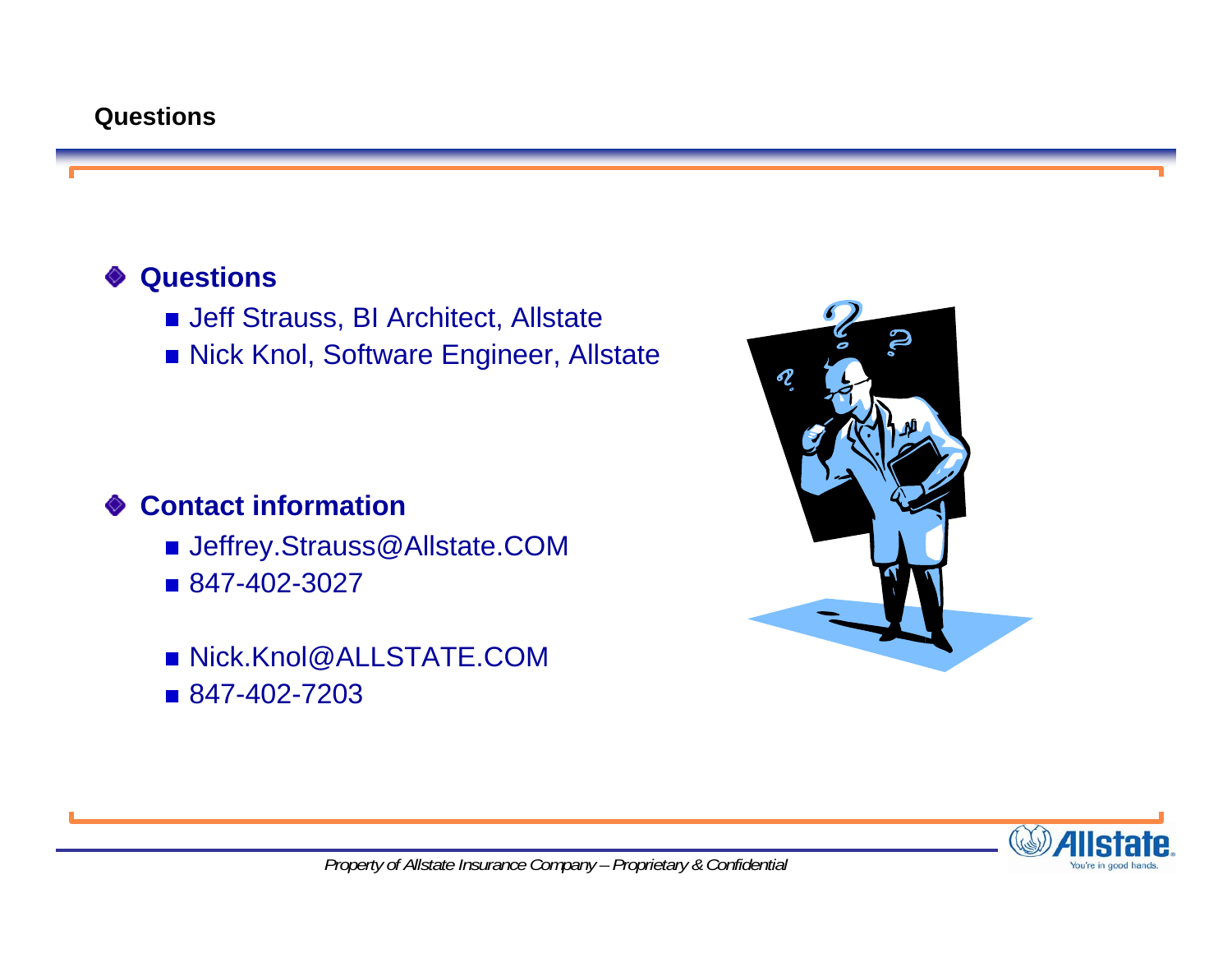# Questions

- **Questions**
  - Jeff Strauss, BI Architect, Allstate
  - Nick Knol, Software Engineer, Allstate

- **Contact information**
  - Jeffrey.Strauss@Allstate.COM
  - 847-402-3027

  - Nick.Knol@ALLSTATE.COM
  - 847-402-7203